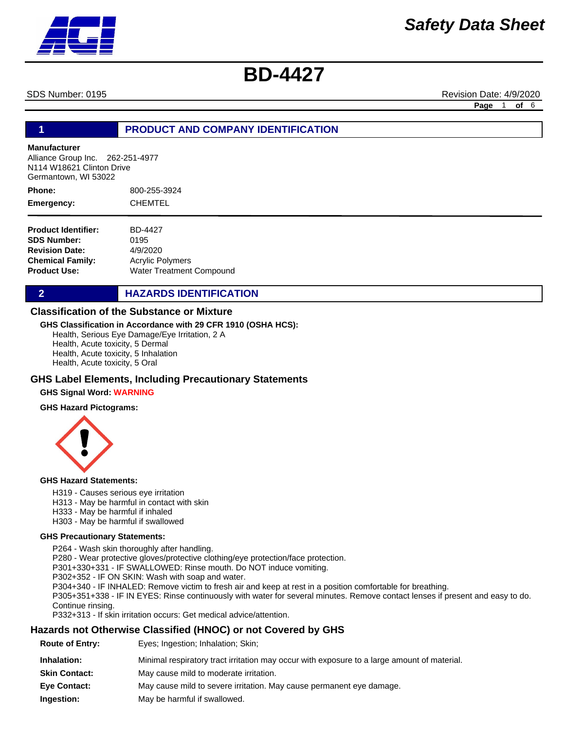# Safety Data Sheet

# BD-4427

SDS Number: 0195 Revision Date: 4/9/2020

## 1 PRODUCT AND COMPANY IDENTIFICATION

**Manufacturer**
Alliance Group Inc. 262-251-4977
N114 W18621 Clinton Drive
Germantown, WI 53022

**Phone:** 800-255-3924
**Emergency:** CHEMTEL

**Product Identifier:** BD-4427
**SDS Number:** 0195
**Revision Date:** 4/9/2020
**Chemical Family:** Acrylic Polymers
**Product Use:** Water Treatment Compound

## 2 HAZARDS IDENTIFICATION

### Classification of the Substance or Mixture

**GHS Classification in Accordance with 29 CFR 1910 (OSHA HCS):**

Health, Serious Eye Damage/Eye Irritation, 2 A
Health, Acute toxicity, 5 Dermal
Health, Acute toxicity, 5 Inhalation
Health, Acute toxicity, 5 Oral

### GHS Label Elements, Including Precautionary Statements

**GHS Signal Word:** WARNING

**GHS Hazard Pictograms:**

**GHS Hazard Statements:**

H319 - Causes serious eye irritation
H313 - May be harmful in contact with skin
H333 - May be harmful if inhaled
H303 - May be harmful if swallowed

**GHS Precautionary Statements:**

P264 - Wash skin thoroughly after handling.
P280 - Wear protective gloves/protective clothing/eye protection/face protection.
P301+330+331 - IF SWALLOWED: Rinse mouth. Do NOT induce vomiting.
P302+352 - IF ON SKIN: Wash with soap and water.
P304+340 - IF INHALED: Remove victim to fresh air and keep at rest in a position comfortable for breathing.
P305+351+338 - IF IN EYES: Rinse continuously with water for several minutes. Remove contact lenses if present and easy to do. Continue rinsing.
P332+313 - If skin irritation occurs: Get medical advice/attention.

### Hazards not Otherwise Classified (HNOC) or not Covered by GHS

**Route of Entry:** Eyes; Ingestion; Inhalation; Skin;

**Inhalation:** Minimal respiratory tract irritation may occur with exposure to a large amount of material.

**Skin Contact:** May cause mild to moderate irritation.

**Eye Contact:** May cause mild to severe irritation. May cause permanent eye damage.

**Ingestion:** May be harmful if swallowed.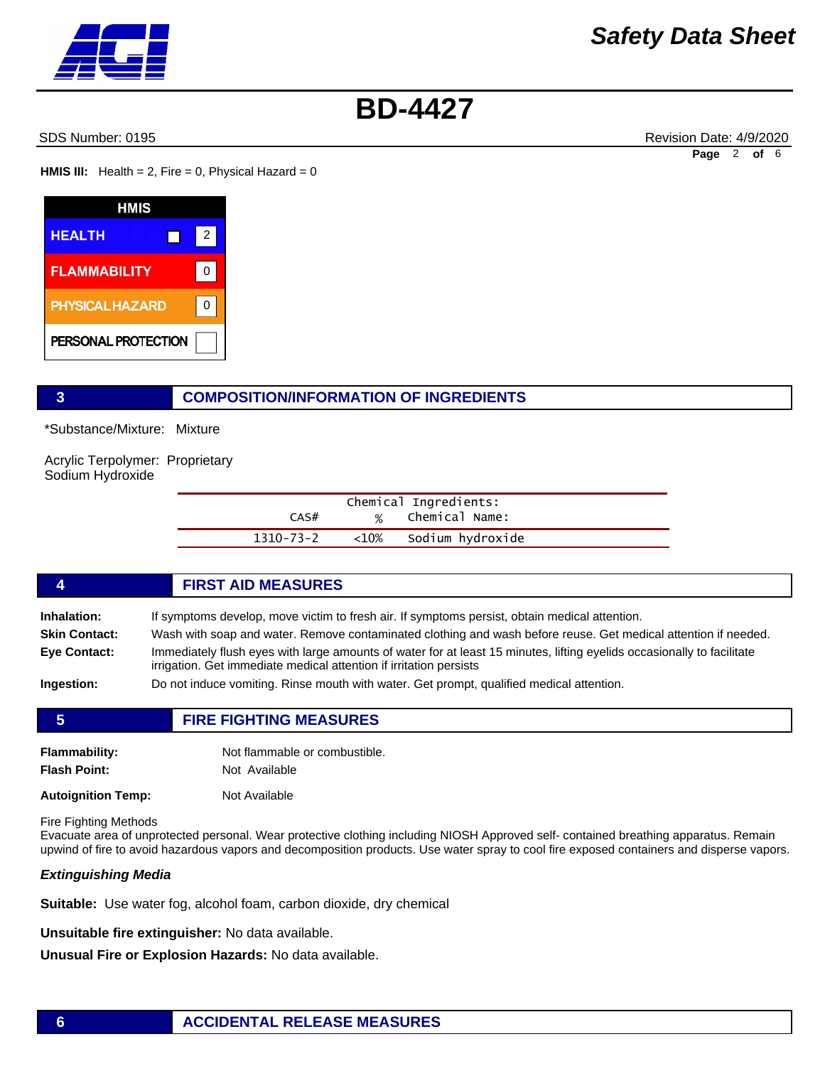**HMIS III:** Health = 2, Fire = 0, Physical Hazard = 0

| HMIS | |
|---|---|
| HEALTH | 2 |
| FLAMMABILITY | 0 |
| PHYSICAL HAZARD | 0 |
| PERSONAL PROTECTION | |

## 3 COMPOSITION/INFORMATION OF INGREDIENTS

*Substance/Mixture: Mixture

Acrylic Terpolymer: Proprietary
Sodium Hydroxide

| CAS# | % | Chemical Name: |
|---|---|---|
| 1310-73-2 | <10% | Sodium hydroxide |

## 4 FIRST AID MEASURES

**Inhalation:** If symptoms develop, move victim to fresh air. If symptoms persist, obtain medical attention.

**Skin Contact:** Wash with soap and water. Remove contaminated clothing and wash before reuse. Get medical attention if needed.

**Eye Contact:** Immediately flush eyes with large amounts of water for at least 15 minutes, lifting eyelids occasionally to facilitate irrigation. Get immediate medical attention if irritation persists

**Ingestion:** Do not induce vomiting. Rinse mouth with water. Get prompt, qualified medical attention.

## 5 FIRE FIGHTING MEASURES

**Flammability:** Not flammable or combustible.

**Flash Point:** Not Available

**Autoignition Temp:** Not Available

Fire Fighting Methods
Evacuate area of unprotected personal. Wear protective clothing including NIOSH Approved self- contained breathing apparatus. Remain upwind of fire to avoid hazardous vapors and decomposition products. Use water spray to cool fire exposed containers and disperse vapors.

***Extinguishing Media***

**Suitable:** Use water fog, alcohol foam, carbon dioxide, dry chemical

**Unsuitable fire extinguisher:** No data available.

**Unusual Fire or Explosion Hazards:** No data available.

## 6 ACCIDENTAL RELEASE MEASURES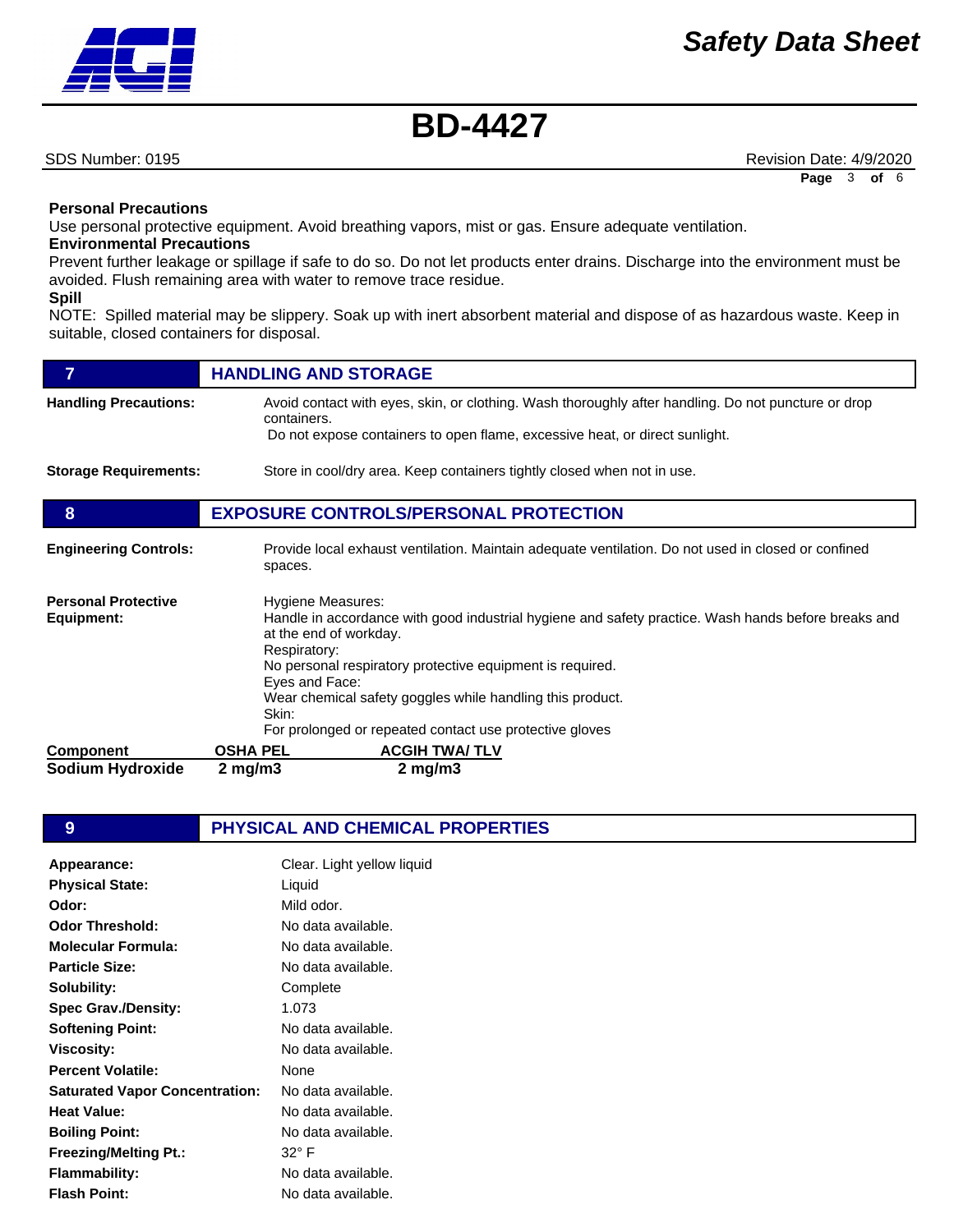**Personal Precautions**

Use personal protective equipment. Avoid breathing vapors, mist or gas. Ensure adequate ventilation.

**Environmental Precautions**

Prevent further leakage or spillage if safe to do so. Do not let products enter drains. Discharge into the environment must be avoided. Flush remaining area with water to remove trace residue.

**Spill**

NOTE: Spilled material may be slippery. Soak up with inert absorbent material and dispose of as hazardous waste. Keep in suitable, closed containers for disposal.

## 7 HANDLING AND STORAGE

**Handling Precautions:** Avoid contact with eyes, skin, or clothing. Wash thoroughly after handling. Do not puncture or drop containers.
Do not expose containers to open flame, excessive heat, or direct sunlight.

**Storage Requirements:** Store in cool/dry area. Keep containers tightly closed when not in use.

## 8 EXPOSURE CONTROLS/PERSONAL PROTECTION

**Engineering Controls:** Provide local exhaust ventilation. Maintain adequate ventilation. Do not used in closed or confined spaces.

**Personal Protective Equipment:**

Hygiene Measures:
Handle in accordance with good industrial hygiene and safety practice. Wash hands before breaks and at the end of workday.
Respiratory:
No personal respiratory protective equipment is required.
Eyes and Face:
Wear chemical safety goggles while handling this product.
Skin:
For prolonged or repeated contact use protective gloves

| Component | OSHA PEL | ACGIH TWA/ TLV |
|---|---|---|
| **Sodium Hydroxide** | **2 mg/m3** | **2 mg/m3** |

## 9 PHYSICAL AND CHEMICAL PROPERTIES

| | |
|---|---|
| **Appearance:** | Clear. Light yellow liquid |
| **Physical State:** | Liquid |
| **Odor:** | Mild odor. |
| **Odor Threshold:** | No data available. |
| **Molecular Formula:** | No data available. |
| **Particle Size:** | No data available. |
| **Solubility:** | Complete |
| **Spec Grav./Density:** | 1.073 |
| **Softening Point:** | No data available. |
| **Viscosity:** | No data available. |
| **Percent Volatile:** | None |
| **Saturated Vapor Concentration:** | No data available. |
| **Heat Value:** | No data available. |
| **Boiling Point:** | No data available. |
| **Freezing/Melting Pt.:** | 32° F |
| **Flammability:** | No data available. |
| **Flash Point:** | No data available. |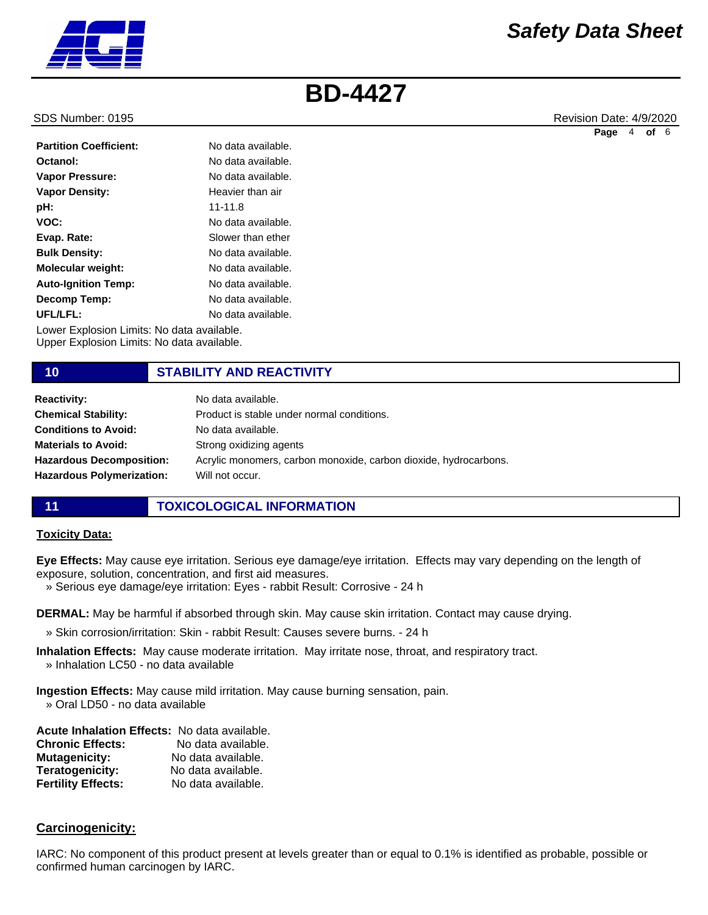| | |
|---|---|
| **Partition Coefficient:** | No data available. |
| **Octanol:** | No data available. |
| **Vapor Pressure:** | No data available. |
| **Vapor Density:** | Heavier than air |
| **pH:** | 11-11.8 |
| **VOC:** | No data available. |
| **Evap. Rate:** | Slower than ether |
| **Bulk Density:** | No data available. |
| **Molecular weight:** | No data available. |
| **Auto-Ignition Temp:** | No data available. |
| **Decomp Temp:** | No data available. |
| **UFL/LFL:** | No data available. |

Lower Explosion Limits: No data available.
Upper Explosion Limits: No data available.

## 10 STABILITY AND REACTIVITY

| | |
|---|---|
| **Reactivity:** | No data available. |
| **Chemical Stability:** | Product is stable under normal conditions. |
| **Conditions to Avoid:** | No data available. |
| **Materials to Avoid:** | Strong oxidizing agents |
| **Hazardous Decomposition:** | Acrylic monomers, carbon monoxide, carbon dioxide, hydrocarbons. |
| **Hazardous Polymerization:** | Will not occur. |

## 11 TOXICOLOGICAL INFORMATION

**Toxicity Data:**

**Eye Effects:** May cause eye irritation. Serious eye damage/eye irritation. Effects may vary depending on the length of exposure, solution, concentration, and first aid measures.
» Serious eye damage/eye irritation: Eyes - rabbit Result: Corrosive - 24 h

**DERMAL:** May be harmful if absorbed through skin. May cause skin irritation. Contact may cause drying.
» Skin corrosion/irritation: Skin - rabbit Result: Causes severe burns. - 24 h

**Inhalation Effects:** May cause moderate irritation. May irritate nose, throat, and respiratory tract.
» Inhalation LC50 - no data available

**Ingestion Effects:** May cause mild irritation. May cause burning sensation, pain.
» Oral LD50 - no data available

| | |
|---|---|
| **Acute Inhalation Effects:** | No data available. |
| **Chronic Effects:** | No data available. |
| **Mutagenicity:** | No data available. |
| **Teratogenicity:** | No data available. |
| **Fertility Effects:** | No data available. |

**Carcinogenicity:**

IARC: No component of this product present at levels greater than or equal to 0.1% is identified as probable, possible or confirmed human carcinogen by IARC.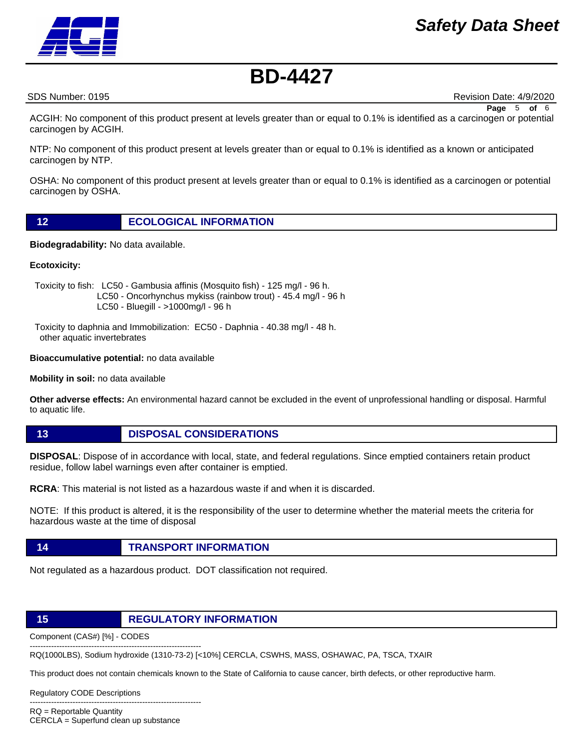ACGIH: No component of this product present at levels greater than or equal to 0.1% is identified as a carcinogen or potential carcinogen by ACGIH.

NTP: No component of this product present at levels greater than or equal to 0.1% is identified as a known or anticipated carcinogen by NTP.

OSHA: No component of this product present at levels greater than or equal to 0.1% is identified as a carcinogen or potential carcinogen by OSHA.

## 12 ECOLOGICAL INFORMATION

**Biodegradability:** No data available.

**Ecotoxicity:**

Toxicity to fish: LC50 - Gambusia affinis (Mosquito fish) - 125 mg/l - 96 h.
LC50 - Oncorhynchus mykiss (rainbow trout) - 45.4 mg/l - 96 h
LC50 - Bluegill - >1000mg/l - 96 h

Toxicity to daphnia and Immobilization: EC50 - Daphnia - 40.38 mg/l - 48 h.
other aquatic invertebrates

**Bioaccumulative potential:** no data available

**Mobility in soil:** no data available

**Other adverse effects:** An environmental hazard cannot be excluded in the event of unprofessional handling or disposal. Harmful to aquatic life.

## 13 DISPOSAL CONSIDERATIONS

**DISPOSAL**: Dispose of in accordance with local, state, and federal regulations. Since emptied containers retain product residue, follow label warnings even after container is emptied.

**RCRA**: This material is not listed as a hazardous waste if and when it is discarded.

NOTE: If this product is altered, it is the responsibility of the user to determine whether the material meets the criteria for hazardous waste at the time of disposal

## 14 TRANSPORT INFORMATION

Not regulated as a hazardous product. DOT classification not required.

## 15 REGULATORY INFORMATION

Component (CAS#) [%] - CODES

----------------------------------------------------------------

RQ(1000LBS), Sodium hydroxide (1310-73-2) [<10%] CERCLA, CSWHS, MASS, OSHAWAC, PA, TSCA, TXAIR

This product does not contain chemicals known to the State of California to cause cancer, birth defects, or other reproductive harm.

Regulatory CODE Descriptions

----------------------------------------------------------------

RQ = Reportable Quantity
CERCLA = Superfund clean up substance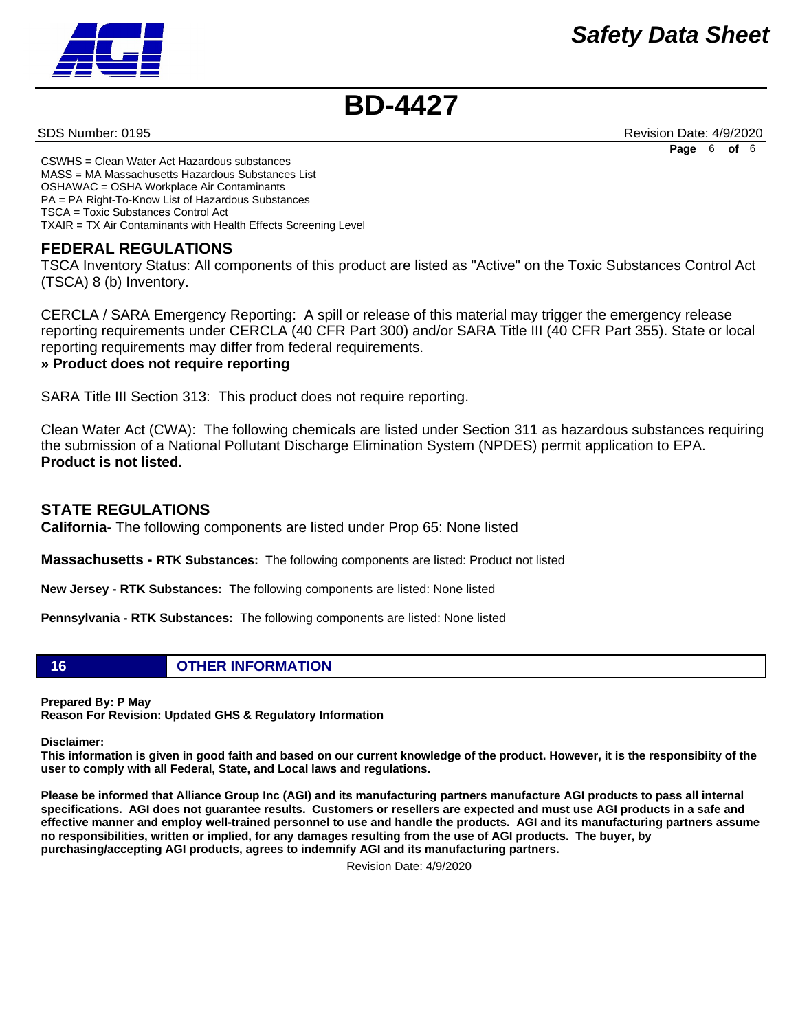CSWHS = Clean Water Act Hazardous substances
MASS = MA Massachusetts Hazardous Substances List
OSHAWAC = OSHA Workplace Air Contaminants
PA = PA Right-To-Know List of Hazardous Substances
TSCA = Toxic Substances Control Act
TXAIR = TX Air Contaminants with Health Effects Screening Level

## FEDERAL REGULATIONS

TSCA Inventory Status: All components of this product are listed as "Active" on the Toxic Substances Control Act (TSCA) 8 (b) Inventory.

CERCLA / SARA Emergency Reporting: A spill or release of this material may trigger the emergency release reporting requirements under CERCLA (40 CFR Part 300) and/or SARA Title III (40 CFR Part 355). State or local reporting requirements may differ from federal requirements.
**» Product does not require reporting**

SARA Title III Section 313: This product does not require reporting.

Clean Water Act (CWA): The following chemicals are listed under Section 311 as hazardous substances requiring the submission of a National Pollutant Discharge Elimination System (NPDES) permit application to EPA.
**Product is not listed.**

## STATE REGULATIONS

**California-** The following components are listed under Prop 65: None listed

**Massachusetts - RTK Substances:** The following components are listed: Product not listed

**New Jersey - RTK Substances:** The following components are listed: None listed

**Pennsylvania - RTK Substances:** The following components are listed: None listed

## 16 OTHER INFORMATION

**Prepared By: P May**
**Reason For Revision: Updated GHS & Regulatory Information**

**Disclaimer:**
**This information is given in good faith and based on our current knowledge of the product. However, it is the responsibiity of the user to comply with all Federal, State, and Local laws and regulations.**

**Please be informed that Alliance Group Inc (AGI) and its manufacturing partners manufacture AGI products to pass all internal specifications. AGI does not guarantee results. Customers or resellers are expected and must use AGI products in a safe and effective manner and employ well-trained personnel to use and handle the products. AGI and its manufacturing partners assume no responsibilities, written or implied, for any damages resulting from the use of AGI products. The buyer, by purchasing/accepting AGI products, agrees to indemnify AGI and its manufacturing partners.**